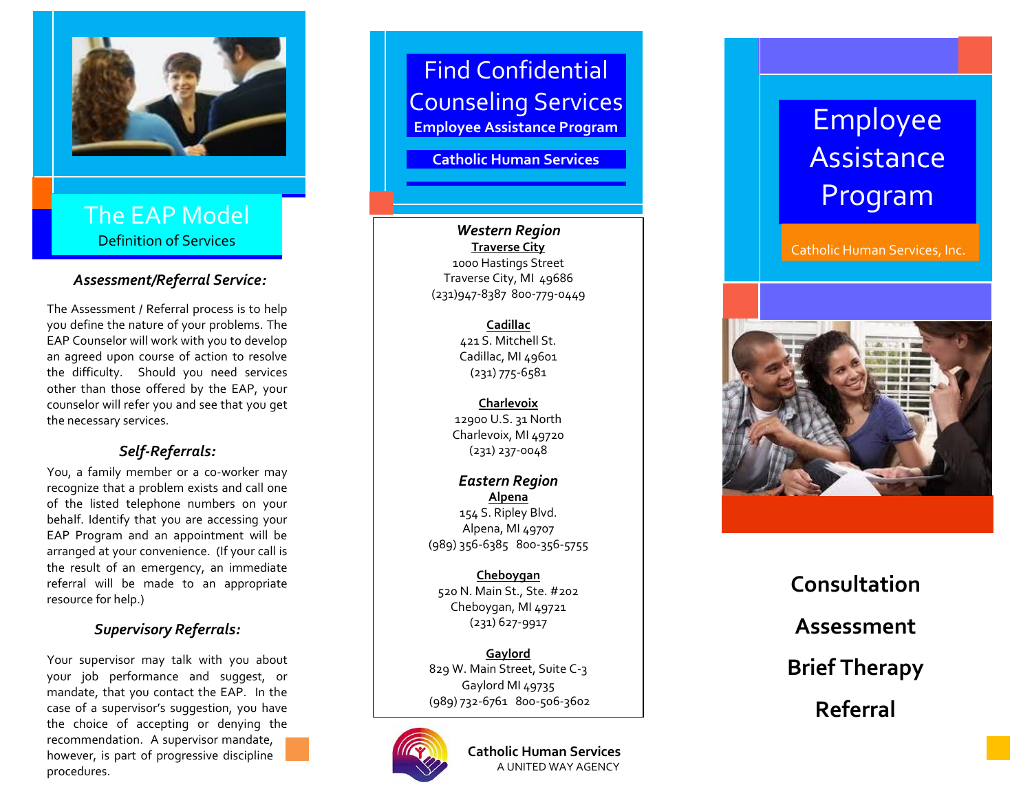# The EAP Model

Definition of Services

### *Assessment/Referral Service:*

The Assessment / Referral process is to help you define the nature of your problems. The EAP Counselor will work with you to develop an agreed upon course of action to resolve the difficulty. Should you need services other than those offered by the EAP, your counselor will refer you and see that you get the necessary services.

### *Self-Referrals:*

You, a family member or a co-worker may recognize that a problem exists and call one of the listed telephone numbers on your behalf. Identify that you are accessing your EAP Program and an appointment will be arranged at your convenience. (If your call is the result of an emergency, an immediate referral will be made to an appropriate resource for help.)

### *Supervisory Referrals:*

Your supervisor may talk with you about your job performance and suggest, or mandate, that you contact the EAP. In the case of a supervisor's suggestion, you have the choice of accepting or denying the recommendation. A supervisor mandate, however, is part of progressive discipline procedures.

# Find Confidential Counseling Services

**Employee Assistance Program**

**Catholic Human Services**

### *Western Region*

**Traverse City**
1000 Hastings Street
Traverse City, MI 49686
(231)947-8387 800-779-0449

**Cadillac**
421 S. Mitchell St.
Cadillac, MI 49601
(231) 775-6581

**Charlevoix**
12900 U.S. 31 North
Charlevoix, MI 49720
(231) 237-0048

### *Eastern Region*

**Alpena**
154 S. Ripley Blvd.
Alpena, MI 49707
(989) 356-6385 800-356-5755

**Cheboygan**
520 N. Main St., Ste. #202
Cheboygan, MI 49721
(231) 627-9917

**Gaylord**
829 W. Main Street, Suite C-3
Gaylord MI 49735
(989) 732-6761 800-506-3602

**Catholic Human Services**
A UNITED WAY AGENCY

# Employee Assistance Program

Catholic Human Services, Inc.

**Consultation**

**Assessment**

**Brief Therapy**

**Referral**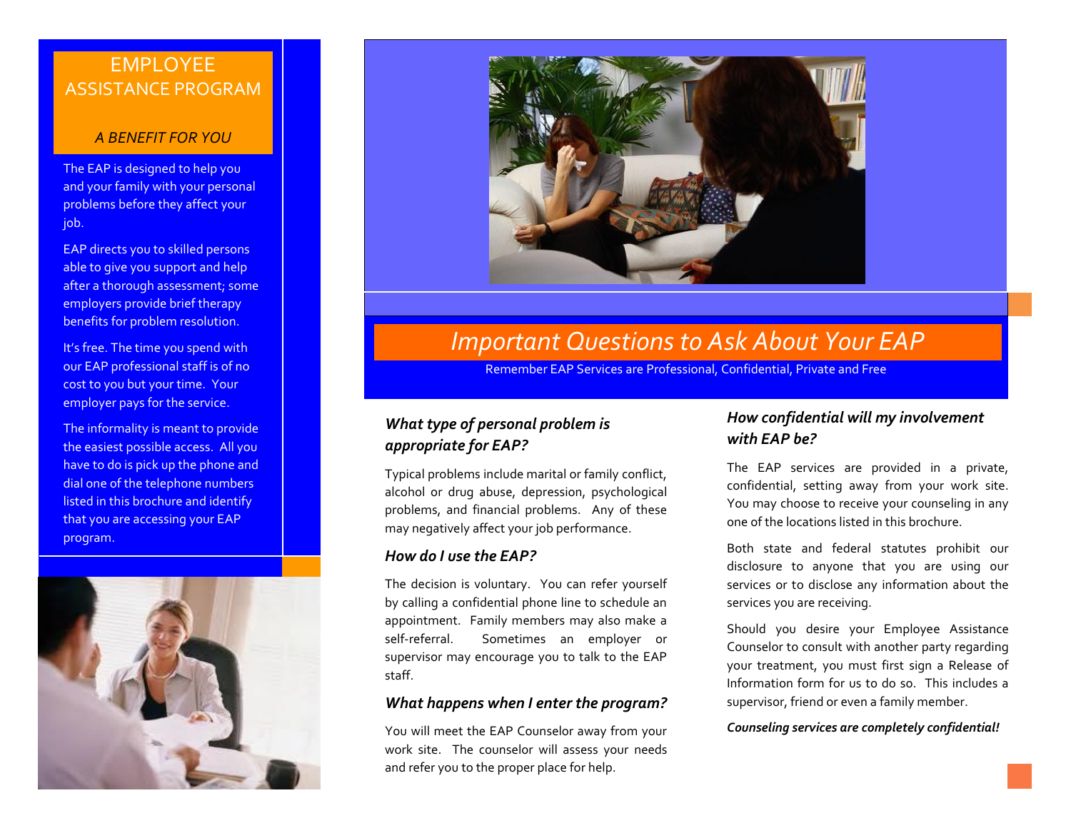# EMPLOYEE ASSISTANCE PROGRAM

*A BENEFIT FOR YOU*

The EAP is designed to help you and your family with your personal problems before they affect your job.

EAP directs you to skilled persons able to give you support and help after a thorough assessment; some employers provide brief therapy benefits for problem resolution.

It's free. The time you spend with our EAP professional staff is of no cost to you but your time. Your employer pays for the service.

The informality is meant to provide the easiest possible access. All you have to do is pick up the phone and dial one of the telephone numbers listed in this brochure and identify that you are accessing your EAP program.

## *Important Questions to Ask About Your EAP*

Remember EAP Services are Professional, Confidential, Private and Free

### *What type of personal problem is appropriate for EAP?*

Typical problems include marital or family conflict, alcohol or drug abuse, depression, psychological problems, and financial problems. Any of these may negatively affect your job performance.

### *How do I use the EAP?*

The decision is voluntary. You can refer yourself by calling a confidential phone line to schedule an appointment. Family members may also make a self-referral. Sometimes an employer or supervisor may encourage you to talk to the EAP staff.

### *What happens when I enter the program?*

You will meet the EAP Counselor away from your work site. The counselor will assess your needs and refer you to the proper place for help.

### *How confidential will my involvement with EAP be?*

The EAP services are provided in a private, confidential, setting away from your work site. You may choose to receive your counseling in any one of the locations listed in this brochure.

Both state and federal statutes prohibit our disclosure to anyone that you are using our services or to disclose any information about the services you are receiving.

Should you desire your Employee Assistance Counselor to consult with another party regarding your treatment, you must first sign a Release of Information form for us to do so. This includes a supervisor, friend or even a family member.

***Counseling services are completely confidential!***